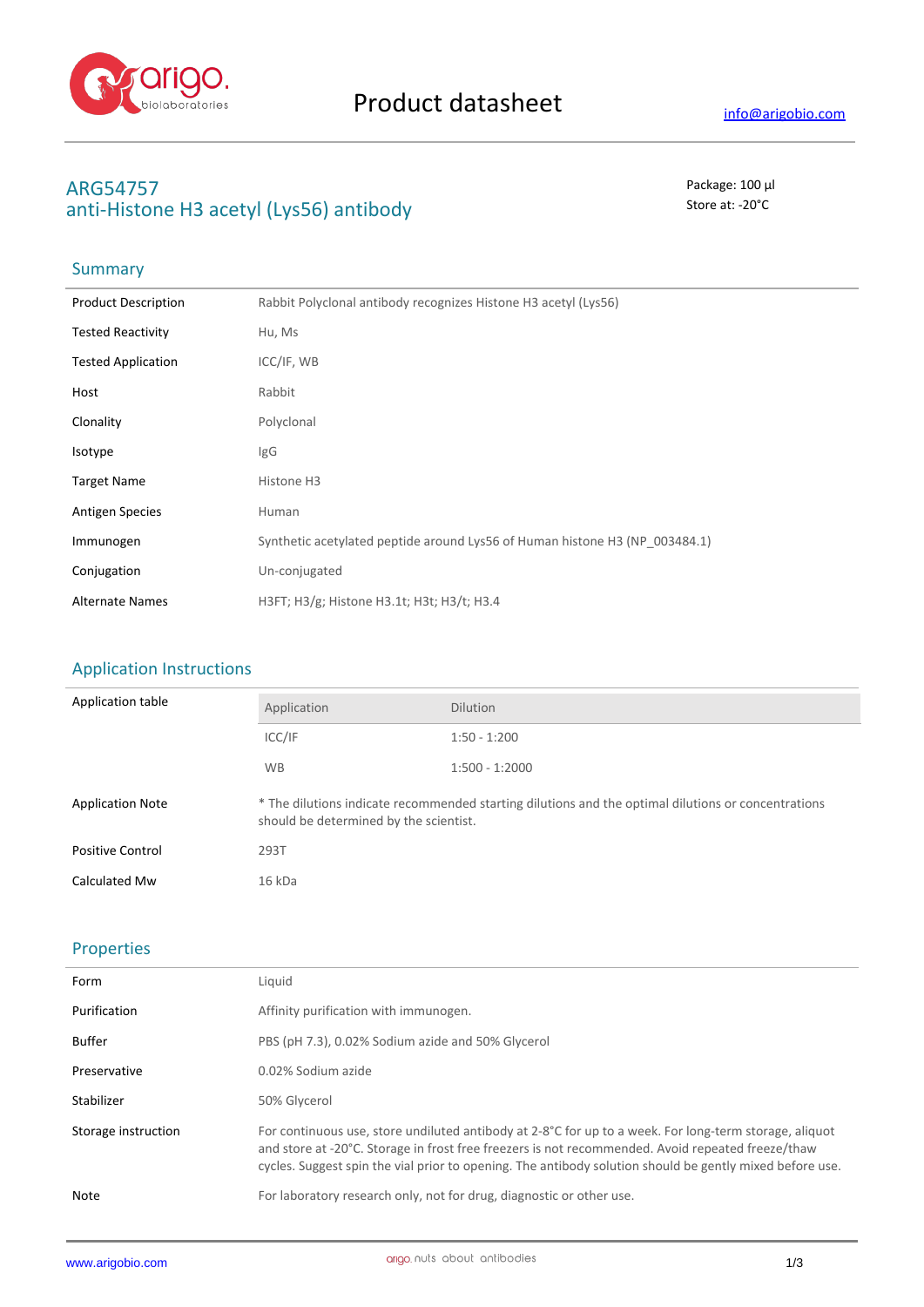# Product datasheet

info@arigobio.com

## ARG54757
## anti-Histone H3 acetyl (Lys56) antibody

Package: 100 μl
Store at: -20°C

### Summary

| | |
|---|---|
| Product Description | Rabbit Polyclonal antibody recognizes Histone H3 acetyl (Lys56) |
| Tested Reactivity | Hu, Ms |
| Tested Application | ICC/IF, WB |
| Host | Rabbit |
| Clonality | Polyclonal |
| Isotype | IgG |
| Target Name | Histone H3 |
| Antigen Species | Human |
| Immunogen | Synthetic acetylated peptide around Lys56 of Human histone H3 (NP_003484.1) |
| Conjugation | Un-conjugated |
| Alternate Names | H3FT; H3/g; Histone H3.1t; H3t; H3/t; H3.4 |

### Application Instructions

Application table

| Application | Dilution |
|---|---|
| ICC/IF | 1:50 - 1:200 |
| WB | 1:500 - 1:2000 |

| | |
|---|---|
| Application Note | * The dilutions indicate recommended starting dilutions and the optimal dilutions or concentrations should be determined by the scientist. |
| Positive Control | 293T |
| Calculated Mw | 16 kDa |

### Properties

| | |
|---|---|
| Form | Liquid |
| Purification | Affinity purification with immunogen. |
| Buffer | PBS (pH 7.3), 0.02% Sodium azide and 50% Glycerol |
| Preservative | 0.02% Sodium azide |
| Stabilizer | 50% Glycerol |
| Storage instruction | For continuous use, store undiluted antibody at 2-8°C for up to a week. For long-term storage, aliquot and store at -20°C. Storage in frost free freezers is not recommended. Avoid repeated freeze/thaw cycles. Suggest spin the vial prior to opening. The antibody solution should be gently mixed before use. |
| Note | For laboratory research only, not for drug, diagnostic or other use. |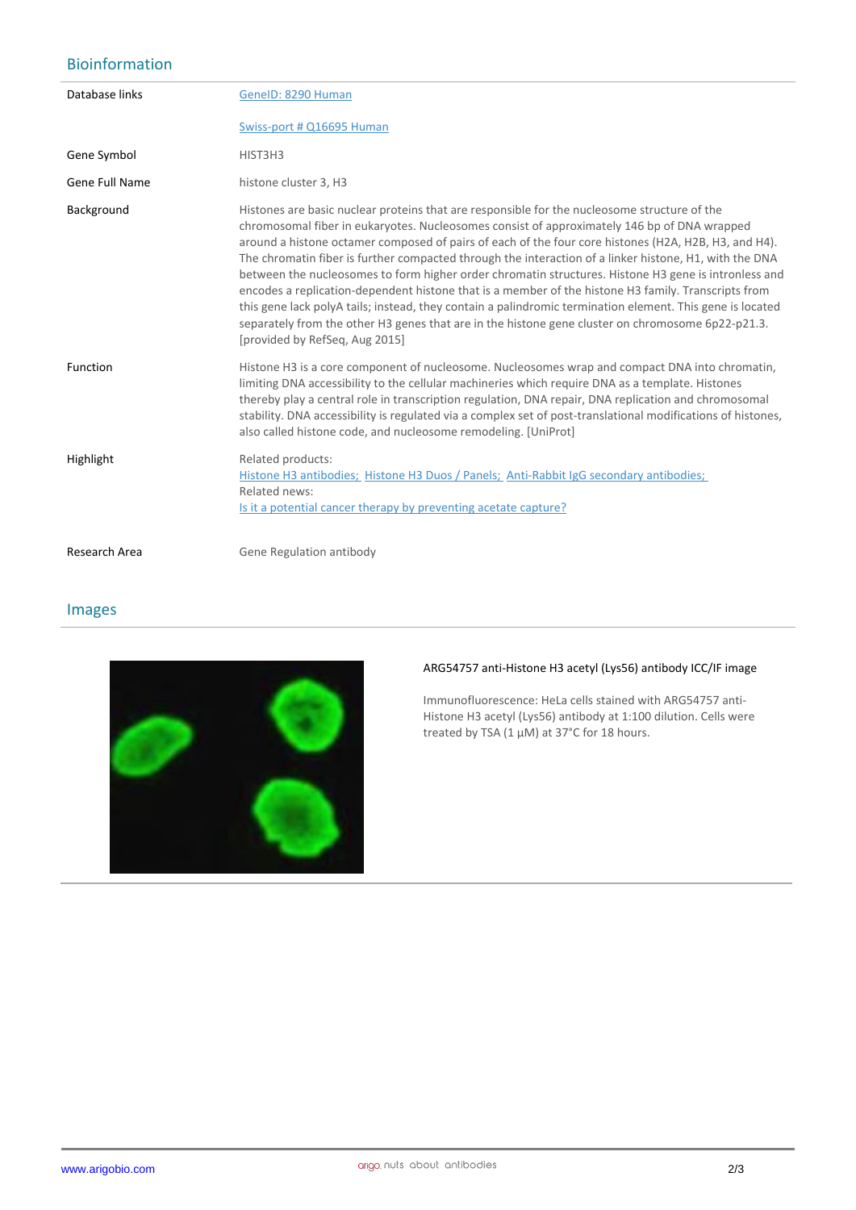## Bioinformation

| | |
|---|---|
| Database links | GeneID: 8290 Human<br><br>Swiss-port # Q16695 Human |
| Gene Symbol | HIST3H3 |
| Gene Full Name | histone cluster 3, H3 |
| Background | Histones are basic nuclear proteins that are responsible for the nucleosome structure of the chromosomal fiber in eukaryotes. Nucleosomes consist of approximately 146 bp of DNA wrapped around a histone octamer composed of pairs of each of the four core histones (H2A, H2B, H3, and H4). The chromatin fiber is further compacted through the interaction of a linker histone, H1, with the DNA between the nucleosomes to form higher order chromatin structures. Histone H3 gene is intronless and encodes a replication-dependent histone that is a member of the histone H3 family. Transcripts from this gene lack polyA tails; instead, they contain a palindromic termination element. This gene is located separately from the other H3 genes that are in the histone gene cluster on chromosome 6p22-p21.3. [provided by RefSeq, Aug 2015] |
| Function | Histone H3 is a core component of nucleosome. Nucleosomes wrap and compact DNA into chromatin, limiting DNA accessibility to the cellular machineries which require DNA as a template. Histones thereby play a central role in transcription regulation, DNA repair, DNA replication and chromosomal stability. DNA accessibility is regulated via a complex set of post-translational modifications of histones, also called histone code, and nucleosome remodeling. [UniProt] |
| Highlight | Related products:<br>Histone H3 antibodies; Histone H3 Duos / Panels; Anti-Rabbit IgG secondary antibodies;<br>Related news:<br>Is it a potential cancer therapy by preventing acetate capture? |
| Research Area | Gene Regulation antibody |

## Images

**ARG54757 anti-Histone H3 acetyl (Lys56) antibody ICC/IF image**

Immunofluorescence: HeLa cells stained with ARG54757 anti-Histone H3 acetyl (Lys56) antibody at 1:100 dilution. Cells were treated by TSA (1 µM) at 37°C for 18 hours.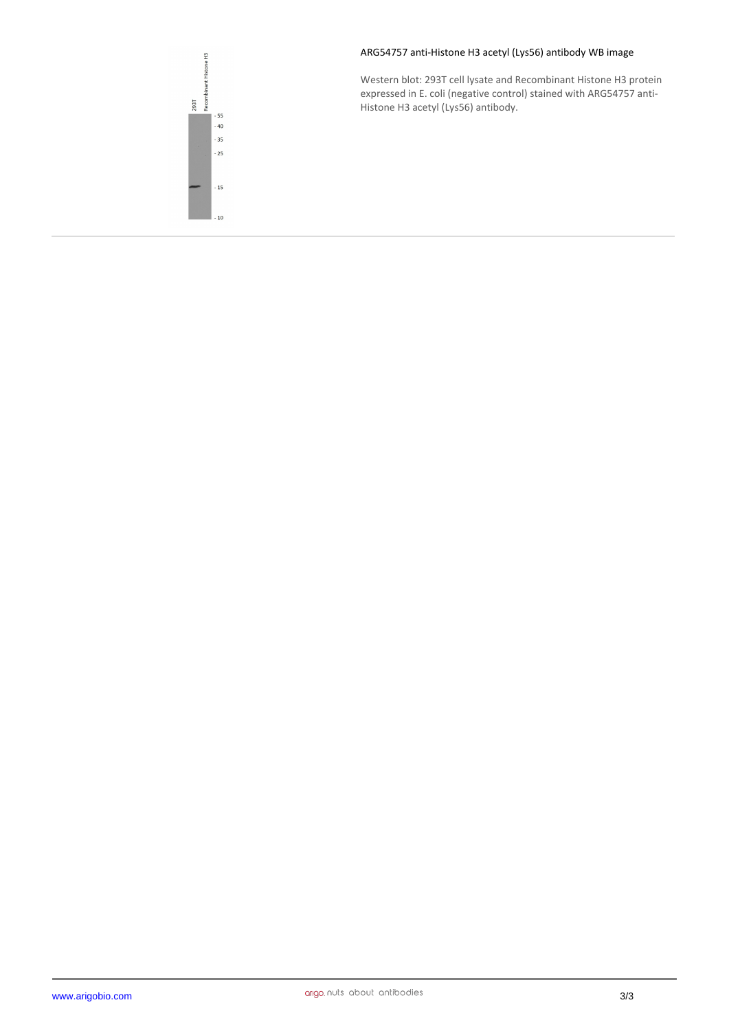293T

Recombinant Histone H3

- 55
- 40
- 35
- 25
- 15
- 10

ARG54757 anti-Histone H3 acetyl (Lys56) antibody WB image

Western blot: 293T cell lysate and Recombinant Histone H3 protein expressed in E. coli (negative control) stained with ARG54757 anti-Histone H3 acetyl (Lys56) antibody.